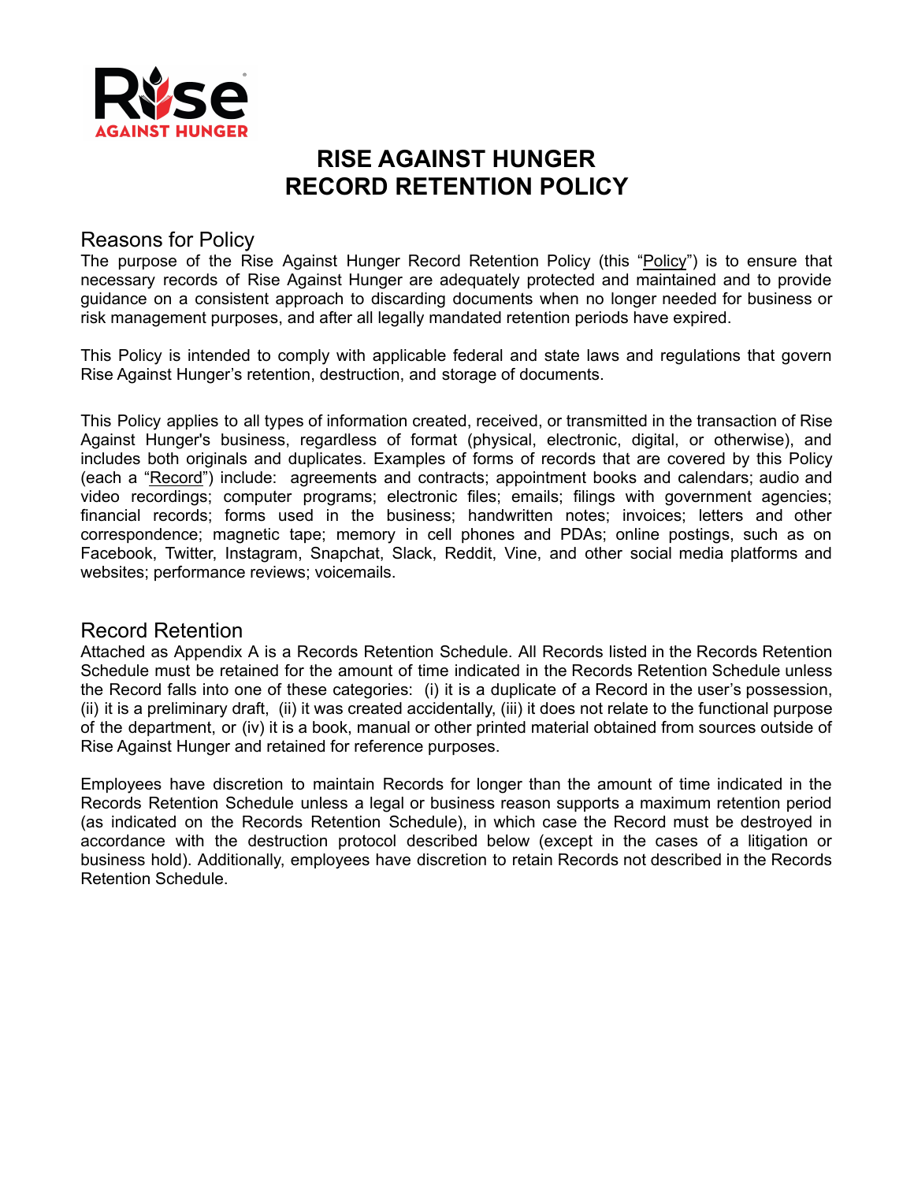# RISE AGAINST HUNGER
# RECORD RETENTION POLICY

## Reasons for Policy

The purpose of the Rise Against Hunger Record Retention Policy (this "Policy") is to ensure that necessary records of Rise Against Hunger are adequately protected and maintained and to provide guidance on a consistent approach to discarding documents when no longer needed for business or risk management purposes, and after all legally mandated retention periods have expired.

This Policy is intended to comply with applicable federal and state laws and regulations that govern Rise Against Hunger's retention, destruction, and storage of documents.

This Policy applies to all types of information created, received, or transmitted in the transaction of Rise Against Hunger's business, regardless of format (physical, electronic, digital, or otherwise), and includes both originals and duplicates. Examples of forms of records that are covered by this Policy (each a "Record") include: agreements and contracts; appointment books and calendars; audio and video recordings; computer programs; electronic files; emails; filings with government agencies; financial records; forms used in the business; handwritten notes; invoices; letters and other correspondence; magnetic tape; memory in cell phones and PDAs; online postings, such as on Facebook, Twitter, Instagram, Snapchat, Slack, Reddit, Vine, and other social media platforms and websites; performance reviews; voicemails.

## Record Retention

Attached as Appendix A is a Records Retention Schedule. All Records listed in the Records Retention Schedule must be retained for the amount of time indicated in the Records Retention Schedule unless the Record falls into one of these categories: (i) it is a duplicate of a Record in the user's possession, (ii) it is a preliminary draft, (ii) it was created accidentally, (iii) it does not relate to the functional purpose of the department, or (iv) it is a book, manual or other printed material obtained from sources outside of Rise Against Hunger and retained for reference purposes.

Employees have discretion to maintain Records for longer than the amount of time indicated in the Records Retention Schedule unless a legal or business reason supports a maximum retention period (as indicated on the Records Retention Schedule), in which case the Record must be destroyed in accordance with the destruction protocol described below (except in the cases of a litigation or business hold). Additionally, employees have discretion to retain Records not described in the Records Retention Schedule.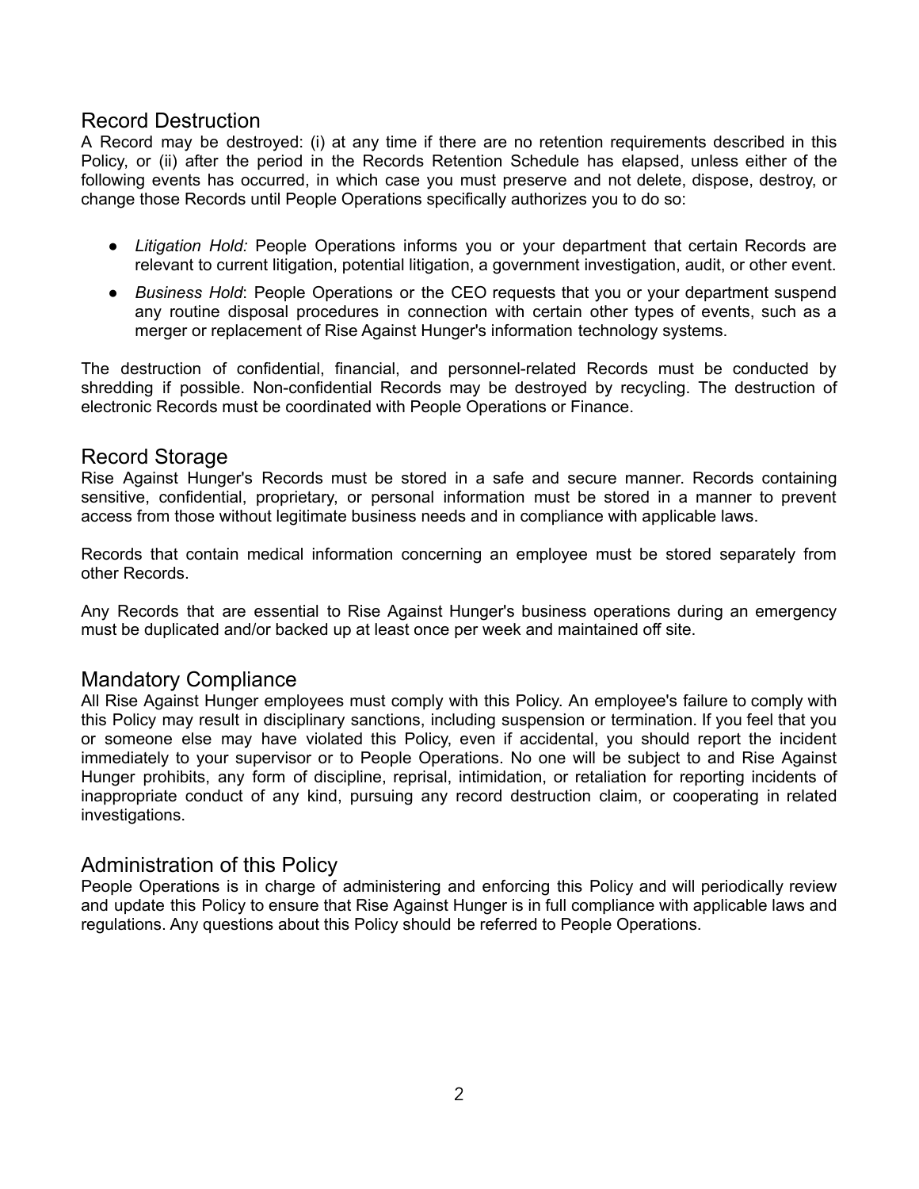## Record Destruction

A Record may be destroyed: (i) at any time if there are no retention requirements described in this Policy, or (ii) after the period in the Records Retention Schedule has elapsed, unless either of the following events has occurred, in which case you must preserve and not delete, dispose, destroy, or change those Records until People Operations specifically authorizes you to do so:

- *Litigation Hold:* People Operations informs you or your department that certain Records are relevant to current litigation, potential litigation, a government investigation, audit, or other event.
- *Business Hold*: People Operations or the CEO requests that you or your department suspend any routine disposal procedures in connection with certain other types of events, such as a merger or replacement of Rise Against Hunger's information technology systems.

The destruction of confidential, financial, and personnel-related Records must be conducted by shredding if possible. Non-confidential Records may be destroyed by recycling. The destruction of electronic Records must be coordinated with People Operations or Finance.

## Record Storage

Rise Against Hunger's Records must be stored in a safe and secure manner. Records containing sensitive, confidential, proprietary, or personal information must be stored in a manner to prevent access from those without legitimate business needs and in compliance with applicable laws.

Records that contain medical information concerning an employee must be stored separately from other Records.

Any Records that are essential to Rise Against Hunger's business operations during an emergency must be duplicated and/or backed up at least once per week and maintained off site.

## Mandatory Compliance

All Rise Against Hunger employees must comply with this Policy. An employee's failure to comply with this Policy may result in disciplinary sanctions, including suspension or termination. If you feel that you or someone else may have violated this Policy, even if accidental, you should report the incident immediately to your supervisor or to People Operations. No one will be subject to and Rise Against Hunger prohibits, any form of discipline, reprisal, intimidation, or retaliation for reporting incidents of inappropriate conduct of any kind, pursuing any record destruction claim, or cooperating in related investigations.

## Administration of this Policy

People Operations is in charge of administering and enforcing this Policy and will periodically review and update this Policy to ensure that Rise Against Hunger is in full compliance with applicable laws and regulations. Any questions about this Policy should be referred to People Operations.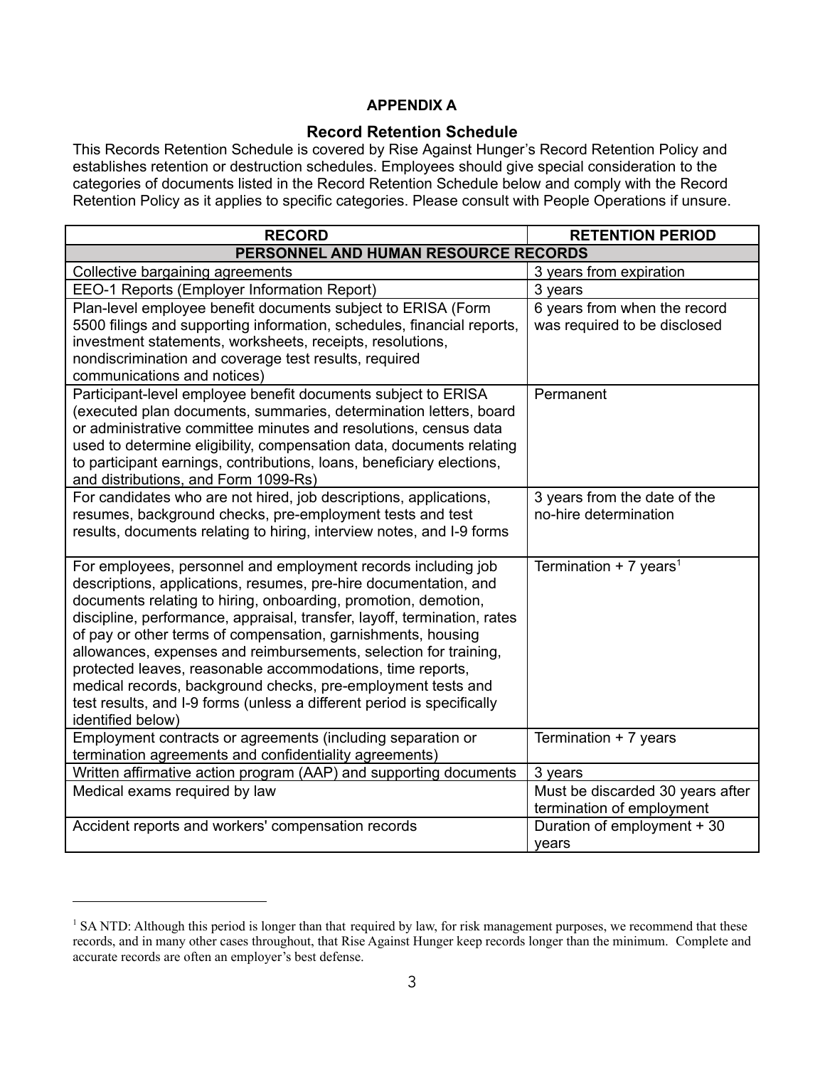## APPENDIX A

## Record Retention Schedule

This Records Retention Schedule is covered by Rise Against Hunger's Record Retention Policy and establishes retention or destruction schedules. Employees should give special consideration to the categories of documents listed in the Record Retention Schedule below and comply with the Record Retention Policy as it applies to specific categories. Please consult with People Operations if unsure.

| RECORD | RETENTION PERIOD |
|---|---|
| **PERSONNEL AND HUMAN RESOURCE RECORDS** | |
| Collective bargaining agreements | 3 years from expiration |
| EEO-1 Reports (Employer Information Report) | 3 years |
| Plan-level employee benefit documents subject to ERISA (Form 5500 filings and supporting information, schedules, financial reports, investment statements, worksheets, receipts, resolutions, nondiscrimination and coverage test results, required communications and notices) | 6 years from when the record was required to be disclosed |
| Participant-level employee benefit documents subject to ERISA (executed plan documents, summaries, determination letters, board or administrative committee minutes and resolutions, census data used to determine eligibility, compensation data, documents relating to participant earnings, contributions, loans, beneficiary elections, and distributions, and Form 1099-Rs) | Permanent |
| For candidates who are not hired, job descriptions, applications, resumes, background checks, pre-employment tests and test results, documents relating to hiring, interview notes, and I-9 forms | 3 years from the date of the no-hire determination |
| For employees, personnel and employment records including job descriptions, applications, resumes, pre-hire documentation, and documents relating to hiring, onboarding, promotion, demotion, discipline, performance, appraisal, transfer, layoff, termination, rates of pay or other terms of compensation, garnishments, housing allowances, expenses and reimbursements, selection for training, protected leaves, reasonable accommodations, time reports, medical records, background checks, pre-employment tests and test results, and I-9 forms (unless a different period is specifically identified below) | Termination + 7 years[1] |
| Employment contracts or agreements (including separation or termination agreements and confidentiality agreements) | Termination + 7 years |
| Written affirmative action program (AAP) and supporting documents | 3 years |
| Medical exams required by law | Must be discarded 30 years after termination of employment |
| Accident reports and workers' compensation records | Duration of employment + 30 years |

[1] SA NTD: Although this period is longer than that required by law, for risk management purposes, we recommend that these records, and in many other cases throughout, that Rise Against Hunger keep records longer than the minimum. Complete and accurate records are often an employer's best defense.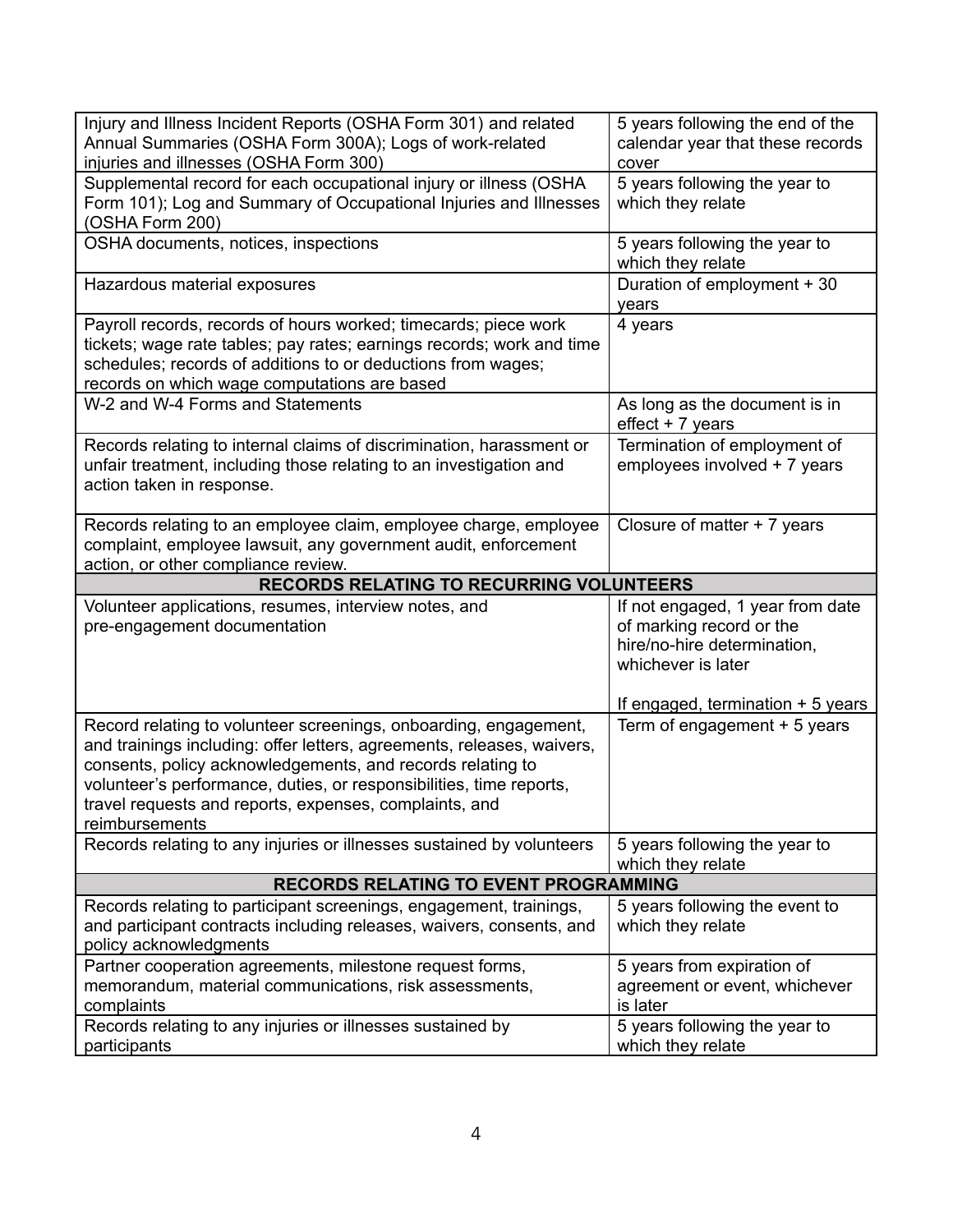| | |
|---|---|
| Injury and Illness Incident Reports (OSHA Form 301) and related Annual Summaries (OSHA Form 300A); Logs of work-related injuries and illnesses (OSHA Form 300) | 5 years following the end of the calendar year that these records cover |
| Supplemental record for each occupational injury or illness (OSHA Form 101); Log and Summary of Occupational Injuries and Illnesses (OSHA Form 200) | 5 years following the year to which they relate |
| OSHA documents, notices, inspections | 5 years following the year to which they relate |
| Hazardous material exposures | Duration of employment + 30 years |
| Payroll records, records of hours worked; timecards; piece work tickets; wage rate tables; pay rates; earnings records; work and time schedules; records of additions to or deductions from wages; records on which wage computations are based | 4 years |
| W-2 and W-4 Forms and Statements | As long as the document is in effect + 7 years |
| Records relating to internal claims of discrimination, harassment or unfair treatment, including those relating to an investigation and action taken in response. | Termination of employment of employees involved + 7 years |
| Records relating to an employee claim, employee charge, employee complaint, employee lawsuit, any government audit, enforcement action, or other compliance review. | Closure of matter + 7 years |
| **RECORDS RELATING TO RECURRING VOLUNTEERS** | |
| Volunteer applications, resumes, interview notes, and pre-engagement documentation | If not engaged, 1 year from date of marking record or the hire/no-hire determination, whichever is later<br><br>If engaged, termination + 5 years |
| Record relating to volunteer screenings, onboarding, engagement, and trainings including: offer letters, agreements, releases, waivers, consents, policy acknowledgements, and records relating to volunteer's performance, duties, or responsibilities, time reports, travel requests and reports, expenses, complaints, and reimbursements | Term of engagement + 5 years |
| Records relating to any injuries or illnesses sustained by volunteers | 5 years following the year to which they relate |
| **RECORDS RELATING TO EVENT PROGRAMMING** | |
| Records relating to participant screenings, engagement, trainings, and participant contracts including releases, waivers, consents, and policy acknowledgments | 5 years following the event to which they relate |
| Partner cooperation agreements, milestone request forms, memorandum, material communications, risk assessments, complaints | 5 years from expiration of agreement or event, whichever is later |
| Records relating to any injuries or illnesses sustained by participants | 5 years following the year to which they relate |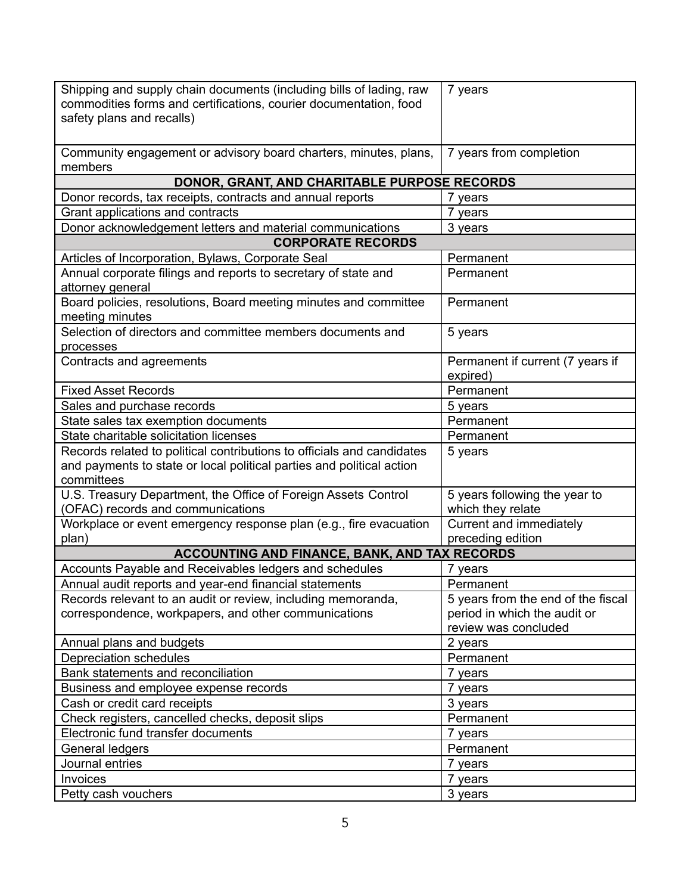| | |
|---|---|
| Shipping and supply chain documents (including bills of lading, raw commodities forms and certifications, courier documentation, food safety plans and recalls) | 7 years |
| Community engagement or advisory board charters, minutes, plans, members | 7 years from completion |
| **DONOR, GRANT, AND CHARITABLE PURPOSE RECORDS** | |
| Donor records, tax receipts, contracts and annual reports | 7 years |
| Grant applications and contracts | 7 years |
| Donor acknowledgement letters and material communications | 3 years |
| **CORPORATE RECORDS** | |
| Articles of Incorporation, Bylaws, Corporate Seal | Permanent |
| Annual corporate filings and reports to secretary of state and attorney general | Permanent |
| Board policies, resolutions, Board meeting minutes and committee meeting minutes | Permanent |
| Selection of directors and committee members documents and processes | 5 years |
| Contracts and agreements | Permanent if current (7 years if expired) |
| Fixed Asset Records | Permanent |
| Sales and purchase records | 5 years |
| State sales tax exemption documents | Permanent |
| State charitable solicitation licenses | Permanent |
| Records related to political contributions to officials and candidates and payments to state or local political parties and political action committees | 5 years |
| U.S. Treasury Department, the Office of Foreign Assets Control (OFAC) records and communications | 5 years following the year to which they relate |
| Workplace or event emergency response plan (e.g., fire evacuation plan) | Current and immediately preceding edition |
| **ACCOUNTING AND FINANCE, BANK, AND TAX RECORDS** | |
| Accounts Payable and Receivables ledgers and schedules | 7 years |
| Annual audit reports and year-end financial statements | Permanent |
| Records relevant to an audit or review, including memoranda, correspondence, workpapers, and other communications | 5 years from the end of the fiscal period in which the audit or review was concluded |
| Annual plans and budgets | 2 years |
| Depreciation schedules | Permanent |
| Bank statements and reconciliation | 7 years |
| Business and employee expense records | 7 years |
| Cash or credit card receipts | 3 years |
| Check registers, cancelled checks, deposit slips | Permanent |
| Electronic fund transfer documents | 7 years |
| General ledgers | Permanent |
| Journal entries | 7 years |
| Invoices | 7 years |
| Petty cash vouchers | 3 years |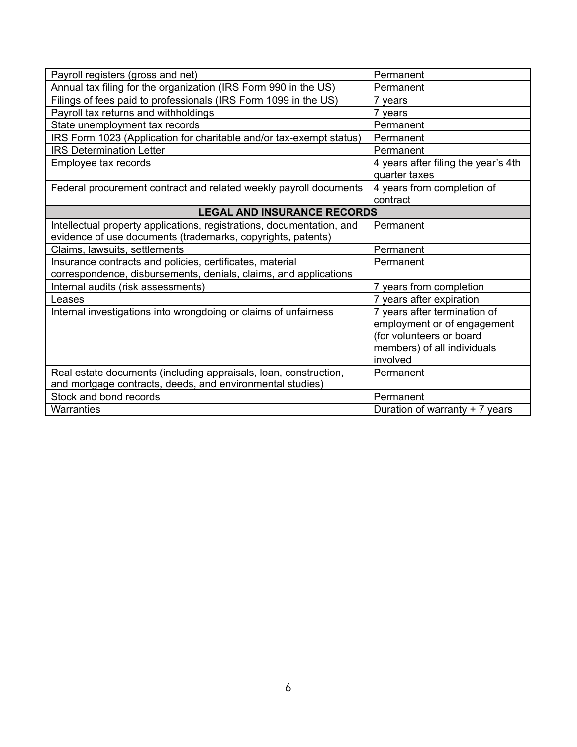| | |
|---|---|
| Payroll registers (gross and net) | Permanent |
| Annual tax filing for the organization (IRS Form 990 in the US) | Permanent |
| Filings of fees paid to professionals (IRS Form 1099 in the US) | 7 years |
| Payroll tax returns and withholdings | 7 years |
| State unemployment tax records | Permanent |
| IRS Form 1023 (Application for charitable and/or tax-exempt status) | Permanent |
| IRS Determination Letter | Permanent |
| Employee tax records | 4 years after filing the year's 4th quarter taxes |
| Federal procurement contract and related weekly payroll documents | 4 years from completion of contract |
| **LEGAL AND INSURANCE RECORDS** | |
| Intellectual property applications, registrations, documentation, and evidence of use documents (trademarks, copyrights, patents) | Permanent |
| Claims, lawsuits, settlements | Permanent |
| Insurance contracts and policies, certificates, material correspondence, disbursements, denials, claims, and applications | Permanent |
| Internal audits (risk assessments) | 7 years from completion |
| Leases | 7 years after expiration |
| Internal investigations into wrongdoing or claims of unfairness | 7 years after termination of employment or of engagement (for volunteers or board members) of all individuals involved |
| Real estate documents (including appraisals, loan, construction, and mortgage contracts, deeds, and environmental studies) | Permanent |
| Stock and bond records | Permanent |
| Warranties | Duration of warranty + 7 years |